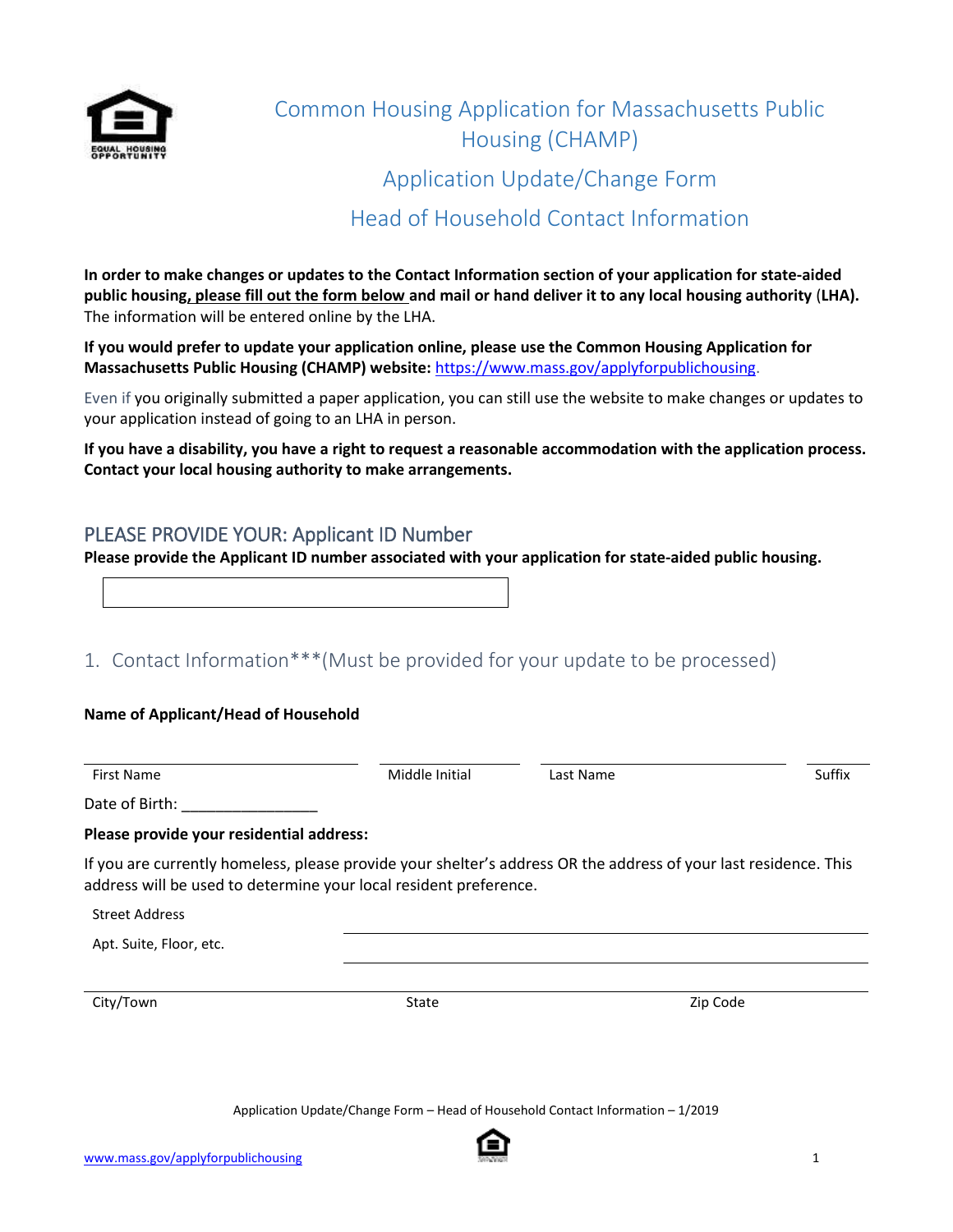# Common Housing Application for Massachusetts Public Housing (CHAMP)

## Application Update/Change Form

## Head of Household Contact Information

**In order to make changes or updates to the Contact Information section of your application for state-aided public housing, please fill out the form below and mail or hand deliver it to any local housing authority (LHA).** The information will be entered online by the LHA.

**If you would prefer to update your application online, please use the Common Housing Application for Massachusetts Public Housing (CHAMP) website:** https://www.mass.gov/applyforpublichousing.

Even if you originally submitted a paper application, you can still use the website to make changes or updates to your application instead of going to an LHA in person.

**If you have a disability, you have a right to request a reasonable accommodation with the application process. Contact your local housing authority to make arrangements.**

## PLEASE PROVIDE YOUR: Applicant ID Number

**Please provide the Applicant ID number associated with your application for state-aided public housing.**

\_\_\_\_\_\_\_\_\_\_\_\_\_\_\_\_\_\_\_\_\_\_\_\_\_\_\_\_\_\_

## 1. Contact Information***(Must be provided for your update to be processed)

**Name of Applicant/Head of Household**

| First Name | Middle Initial | Last Name | Suffix |
|---|---|---|---|
| | | | |

Date of Birth: \_\_\_\_\_\_\_\_\_\_\_\_\_\_\_\_

**Please provide your residential address:**

If you are currently homeless, please provide your shelter's address OR the address of your last residence. This address will be used to determine your local resident preference.

Street Address \_\_\_\_\_\_\_\_\_\_\_\_\_\_\_\_\_\_\_\_\_\_\_\_\_\_\_\_\_\_

Apt. Suite, Floor, etc. \_\_\_\_\_\_\_\_\_\_\_\_\_\_\_\_\_\_\_\_\_\_\_\_\_\_\_\_\_\_

| City/Town | State | Zip Code |
|---|---|---|
| | | |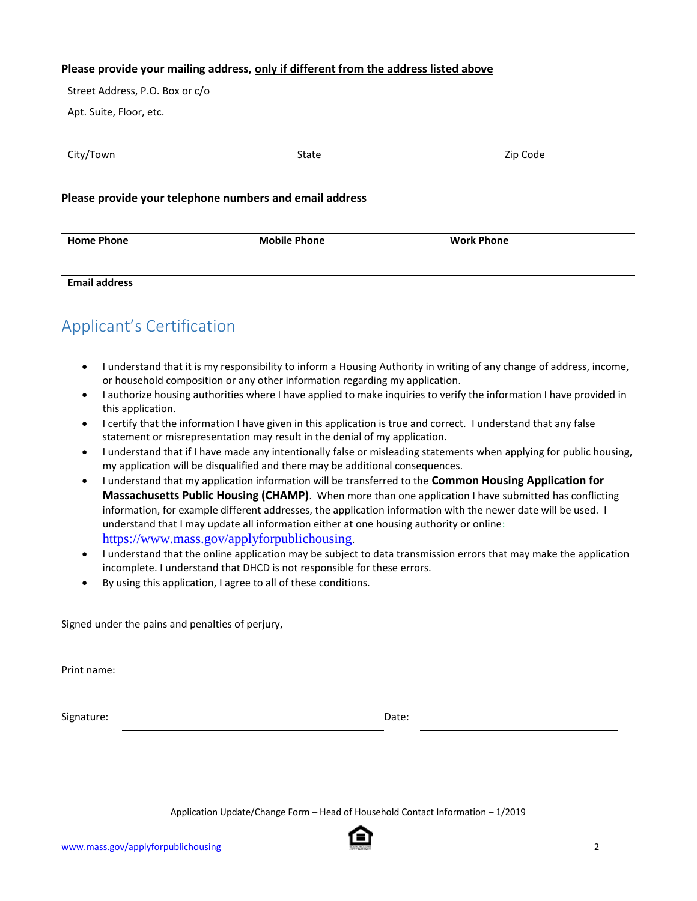**Please provide your mailing address, only if different from the address listed above**

Street Address, P.O. Box or c/o

Apt. Suite, Floor, etc.

| City/Town | State | Zip Code |
|---|---|---|

**Please provide your telephone numbers and email address**

| **Home Phone** | **Mobile Phone** | **Work Phone** |
|---|---|---|

**Email address**

## Applicant's Certification

- I understand that it is my responsibility to inform a Housing Authority in writing of any change of address, income, or household composition or any other information regarding my application.
- I authorize housing authorities where I have applied to make inquiries to verify the information I have provided in this application.
- I certify that the information I have given in this application is true and correct. I understand that any false statement or misrepresentation may result in the denial of my application.
- I understand that if I have made any intentionally false or misleading statements when applying for public housing, my application will be disqualified and there may be additional consequences.
- I understand that my application information will be transferred to the **Common Housing Application for Massachusetts Public Housing (CHAMP)**. When more than one application I have submitted has conflicting information, for example different addresses, the application information with the newer date will be used. I understand that I may update all information either at one housing authority or online: https://www.mass.gov/applyforpublichousing.
- I understand that the online application may be subject to data transmission errors that may make the application incomplete. I understand that DHCD is not responsible for these errors.
- By using this application, I agree to all of these conditions.

Signed under the pains and penalties of perjury,

Print name: ______________________________

Signature: ______________________________ Date: ______________________________

Application Update/Change Form – Head of Household Contact Information – 1/2019

www.mass.gov/applyforpublichousing